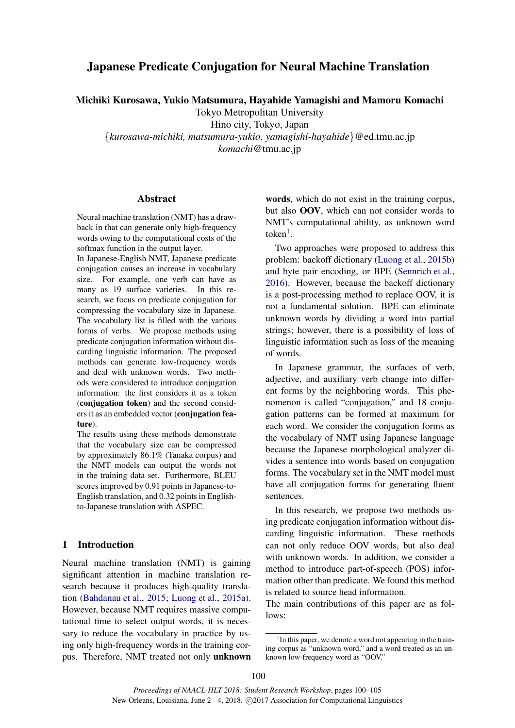# Japanese Predicate Conjugation for Neural Machine Translation

**Michiki Kurosawa, Yukio Matsumura, Hayahide Yamagishi and Mamoru Komachi**

Tokyo Metropolitan University

Hino city, Tokyo, Japan

{*kurosawa-michiki, matsumura-yukio, yamagishi-hayahide*}@ed.tmu.ac.jp

*komachi*@tmu.ac.jp

## Abstract

Neural machine translation (NMT) has a drawback in that can generate only high-frequency words owing to the computational costs of the softmax function in the output layer.

In Japanese-English NMT, Japanese predicate conjugation causes an increase in vocabulary size. For example, one verb can have as many as 19 surface varieties. In this research, we focus on predicate conjugation for compressing the vocabulary size in Japanese. The vocabulary list is filled with the various forms of verbs. We propose methods using predicate conjugation information without discarding linguistic information. The proposed methods can generate low-frequency words and deal with unknown words. Two methods were considered to introduce conjugation information: the first considers it as a token (**conjugation token**) and the second considers it as an embedded vector (**conjugation feature**).

The results using these methods demonstrate that the vocabulary size can be compressed by approximately 86.1% (Tanaka corpus) and the NMT models can output the words not in the training data set. Furthermore, BLEU scores improved by 0.91 points in Japanese-to-English translation, and 0.32 points in English-to-Japanese translation with ASPEC.

## 1 Introduction

Neural machine translation (NMT) is gaining significant attention in machine translation research because it produces high-quality translation (Bahdanau et al., 2015; Luong et al., 2015a). However, because NMT requires massive computational time to select output words, it is necessary to reduce the vocabulary in practice by using only high-frequency words in the training corpus. Therefore, NMT treated not only **unknown words**, which do not exist in the training corpus, but also **OOV**, which can not consider words to NMT's computational ability, as unknown word token[1].

Two approaches were proposed to address this problem: backoff dictionary (Luong et al., 2015b) and byte pair encoding, or BPE (Sennrich et al., 2016). However, because the backoff dictionary is a post-processing method to replace OOV, it is not a fundamental solution. BPE can eliminate unknown words by dividing a word into partial strings; however, there is a possibility of loss of linguistic information such as loss of the meaning of words.

In Japanese grammar, the surfaces of verb, adjective, and auxiliary verb change into different forms by the neighboring words. This phenomenon is called "conjugation," and 18 conjugation patterns can be formed at maximum for each word. We consider the conjugation forms as the vocabulary of NMT using Japanese language because the Japanese morphological analyzer divides a sentence into words based on conjugation forms. The vocabulary set in the NMT model must have all conjugation forms for generating fluent sentences.

In this research, we propose two methods using predicate conjugation information without discarding linguistic information. These methods can not only reduce OOV words, but also deal with unknown words. In addition, we consider a method to introduce part-of-speech (POS) information other than predicate. We found this method is related to source head information.

The main contributions of this paper are as follows:

[1] In this paper, we denote a word not appearing in the training corpus as "unknown word," and a word treated as an unknown low-frequency word as "OOV."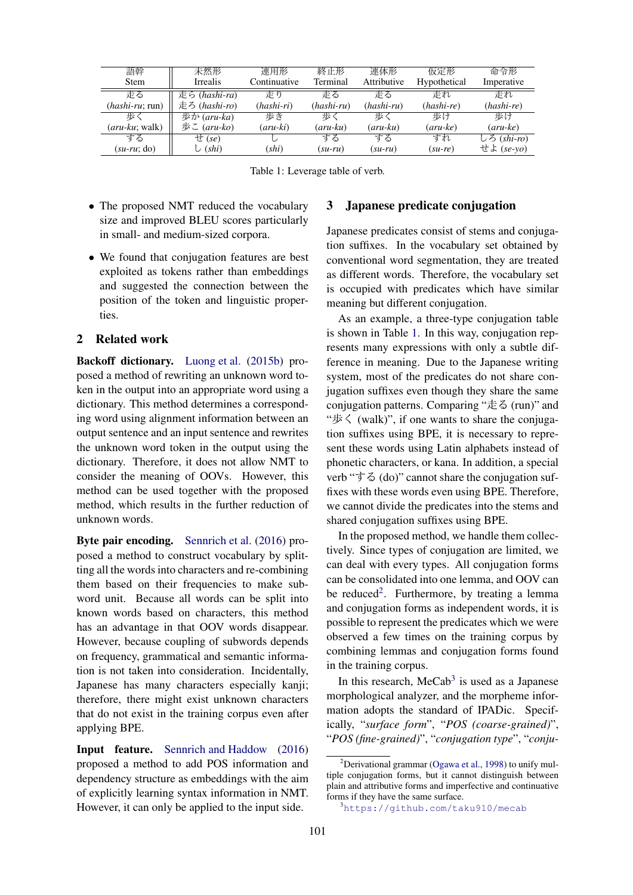| 語幹<br>Stem | 未然形<br>Irrealis | 連用形<br>Continuative | 終止形<br>Terminal | 連体形<br>Attributive | 仮定形<br>Hypothetical | 命令形<br>Imperative |
|---|---|---|---|---|---|---|
| 走る<br>(*hashi-ru*; run) | 走ら (*hashi-ra*)<br>走ろ (*hashi-ro*) | 走り<br>(*hashi-ri*) | 走る<br>(*hashi-ru*) | 走る<br>(*hashi-ru*) | 走れ<br>(*hashi-re*) | 走れ<br>(*hashi-re*) |
| 歩く<br>(*aru-ku*; walk) | 歩か (*aru-ka*)<br>歩こ (*aru-ko*) | 歩き<br>(*aru-ki*) | 歩く<br>(*aru-ku*) | 歩く<br>(*aru-ku*) | 歩け<br>(*aru-ke*) | 歩け<br>(*aru-ke*) |
| する<br>(*su-ru*; do) | せ (*se*)<br>し (*shi*) | し<br>(*shi*) | する<br>(*su-ru*) | する<br>(*su-ru*) | すれ<br>(*su-re*) | しろ (*shi-ro*)<br>せよ (*se-yo*) |

Table 1: Leverage table of verb.

- The proposed NMT reduced the vocabulary size and improved BLEU scores particularly in small- and medium-sized corpora.
- We found that conjugation features are best exploited as tokens rather than embeddings and suggested the connection between the position of the token and linguistic properties.

## 2 Related work

**Backoff dictionary.** Luong et al. (2015b) proposed a method of rewriting an unknown word token in the output into an appropriate word using a dictionary. This method determines a corresponding word using alignment information between an output sentence and an input sentence and rewrites the unknown word token in the output using the dictionary. Therefore, it does not allow NMT to consider the meaning of OOVs. However, this method can be used together with the proposed method, which results in the further reduction of unknown words.

**Byte pair encoding.** Sennrich et al. (2016) proposed a method to construct vocabulary by splitting all the words into characters and re-combining them based on their frequencies to make subword unit. Because all words can be split into known words based on characters, this method has an advantage in that OOV words disappear. However, because coupling of subwords depends on frequency, grammatical and semantic information is not taken into consideration. Incidentally, Japanese has many characters especially kanji; therefore, there might exist unknown characters that do not exist in the training corpus even after applying BPE.

**Input feature.** Sennrich and Haddow (2016) proposed a method to add POS information and dependency structure as embeddings with the aim of explicitly learning syntax information in NMT. However, it can only be applied to the input side.

## 3 Japanese predicate conjugation

Japanese predicates consist of stems and conjugation suffixes. In the vocabulary set obtained by conventional word segmentation, they are treated as different words. Therefore, the vocabulary set is occupied with predicates which have similar meaning but different conjugation.

As an example, a three-type conjugation table is shown in Table 1. In this way, conjugation represents many expressions with only a subtle difference in meaning. Due to the Japanese writing system, most of the predicates do not share conjugation suffixes even though they share the same conjugation patterns. Comparing "走る (run)" and "歩く (walk)", if one wants to share the conjugation suffixes using BPE, it is necessary to represent these words using Latin alphabets instead of phonetic characters, or kana. In addition, a special verb "する (do)" cannot share the conjugation suffixes with these words even using BPE. Therefore, we cannot divide the predicates into the stems and shared conjugation suffixes using BPE.

In the proposed method, we handle them collectively. Since types of conjugation are limited, we can deal with every types. All conjugation forms can be consolidated into one lemma, and OOV can be reduced[2]. Furthermore, by treating a lemma and conjugation forms as independent words, it is possible to represent the predicates which we were observed a few times on the training corpus by combining lemmas and conjugation forms found in the training corpus.

In this research, MeCab[3] is used as a Japanese morphological analyzer, and the morpheme information adopts the standard of IPADic. Specifically, "*surface form*", "*POS (coarse-grained)*", "*POS (fine-grained)*", "*conjugation type*", "*conju-*

[2] Derivational grammar (Ogawa et al., 1998) to unify multiple conjugation forms, but it cannot distinguish between plain and attributive forms and imperfective and continuative forms if they have the same surface.

[3] https://github.com/taku910/mecab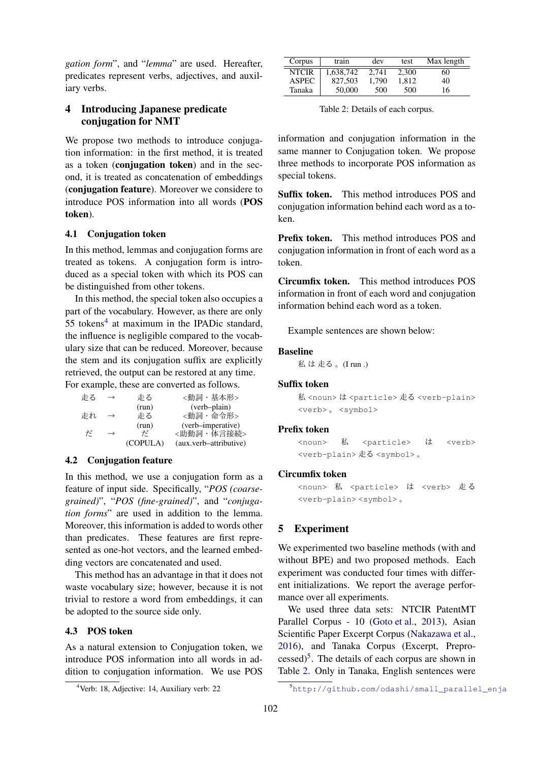*gation form*", and "*lemma*" are used. Hereafter, predicates represent verbs, adjectives, and auxiliary verbs.

## 4 Introducing Japanese predicate conjugation for NMT

We propose two methods to introduce conjugation information: in the first method, it is treated as a token (**conjugation token**) and in the second, it is treated as concatenation of embeddings (**conjugation feature**). Moreover we considere to introduce POS information into all words (**POS token**).

### 4.1 Conjugation token

In this method, lemmas and conjugation forms are treated as tokens. A conjugation form is introduced as a special token with which its POS can be distinguished from other tokens.

In this method, the special token also occupies a part of the vocabulary. However, as there are only 55 tokens[4] at maximum in the IPADic standard, the influence is negligible compared to the vocabulary size that can be reduced. Moreover, because the stem and its conjugation suffix are explicitly retrieved, the output can be restored at any time. For example, these are converted as follows.

| | | | |
|---|---|---|---|
| 走る | → | 走る (run) | <動詞・基本形> (verb–plain) |
| 走れ | → | 走る (run) | <動詞・命令形> (verb–imperative) |
| だ | → | だ (COPULA) | <助動詞・体言接続> (aux.verb–attributive) |

### 4.2 Conjugation feature

In this method, we use a conjugation form as a feature of input side. Specifically, "*POS (coarse-grained)*", "*POS (fine-grained)*", and "*conjugation forms*" are used in addition to the lemma. Moreover, this information is added to words other than predicates. These features are first represented as one-hot vectors, and the learned embedding vectors are concatenated and used.

This method has an advantage in that it does not waste vocabulary size; however, because it is not trivial to restore a word from embeddings, it can be adopted to the source side only.

### 4.3 POS token

As a natural extension to Conjugation token, we introduce POS information into all words in addition to conjugation information. We use POS information and conjugation information in the same manner to Conjugation token. We propose three methods to incorporate POS information as special tokens.

**Suffix token.** This method introduces POS and conjugation information behind each word as a token.

**Prefix token.** This method introduces POS and conjugation information in front of each word as a token.

**Circumfix token.** This method introduces POS information in front of each word and conjugation information behind each word as a token.

Example sentences are shown below:

**Baseline**

私 は 走る 。 (I run .)

**Suffix token**

私 <noun> は <particle> 走る <verb-plain> <verb> 。 <symbol>

**Prefix token**

<noun> 私 <particle> は <verb> <verb-plain> 走る <symbol> 。

**Circumfix token**

<noun> 私 <particle> は <verb> 走る <verb-plain> <symbol> 。

| Corpus | train | dev | test | Max length |
|---|---|---|---|---|
| NTCIR | 1,638,742 | 2,741 | 2,300 | 60 |
| ASPEC | 827,503 | 1,790 | 1,812 | 40 |
| Tanaka | 50,000 | 500 | 500 | 16 |

Table 2: Details of each corpus.

## 5 Experiment

We experimented two baseline methods (with and without BPE) and two proposed methods. Each experiment was conducted four times with different initializations. We report the average performance over all experiments.

We used three data sets: NTCIR PatentMT Parallel Corpus - 10 (Goto et al., 2013), Asian Scientific Paper Excerpt Corpus (Nakazawa et al., 2016), and Tanaka Corpus (Excerpt, Preprocessed)[5]. The details of each corpus are shown in Table 2. Only in Tanaka, English sentences were

[4] Verb: 18, Adjective: 14, Auxiliary verb: 22

[5] http://github.com/odashi/small_parallel_enja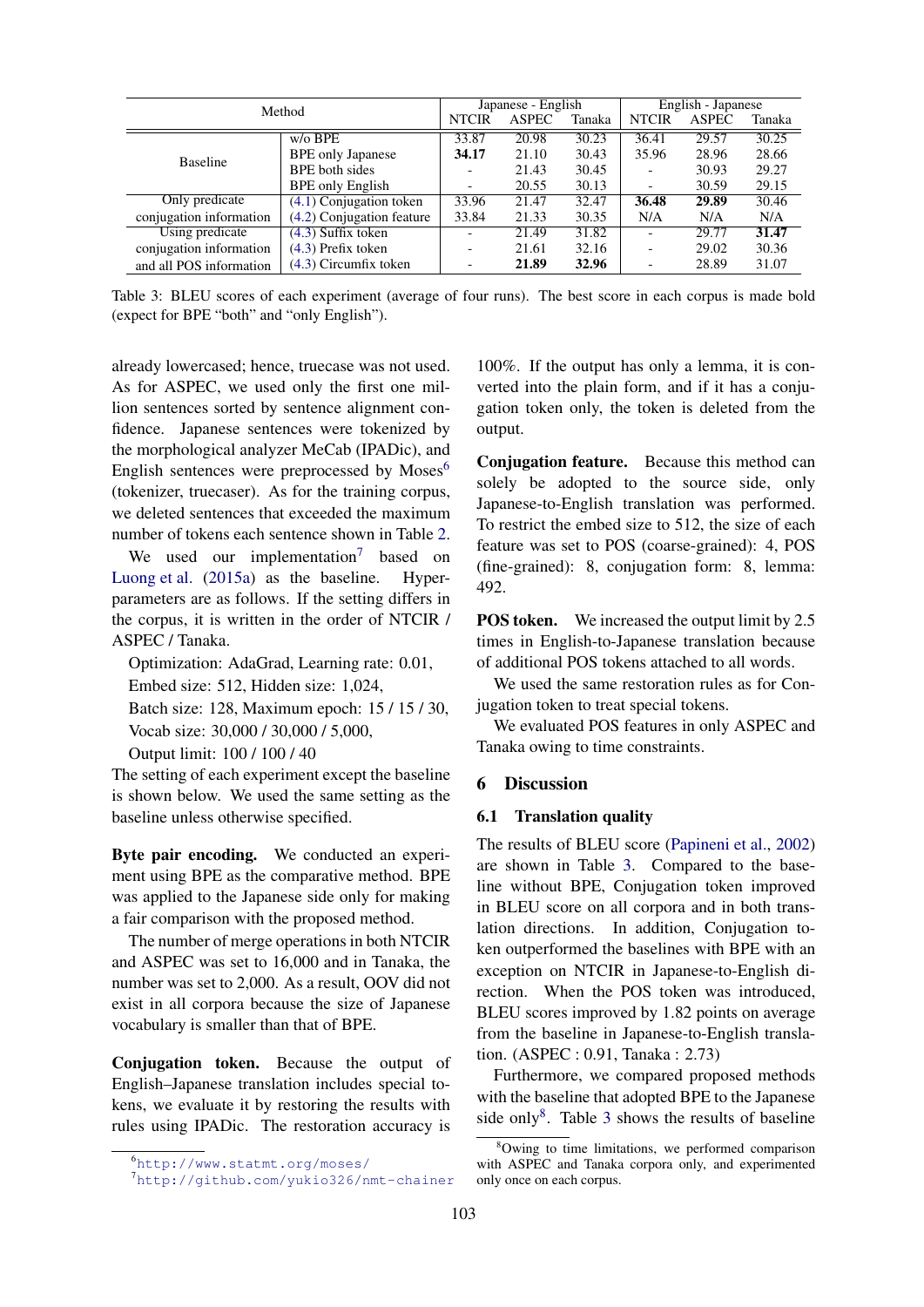| Method | | Japanese - English | | | English - Japanese | | |
|---|---|---|---|---|---|---|---|
| | | NTCIR | ASPEC | Tanaka | NTCIR | ASPEC | Tanaka |
| Baseline | w/o BPE | 33.87 | 20.98 | 30.23 | 36.41 | 29.57 | 30.25 |
| | BPE only Japanese | **34.17** | 21.10 | 30.43 | 35.96 | 28.96 | 28.66 |
| | BPE both sides | - | 21.43 | 30.45 | - | 30.93 | 29.27 |
| | BPE only English | - | 20.55 | 30.13 | - | 30.59 | 29.15 |
| Only predicate conjugation information | (4.1) Conjugation token | 33.96 | 21.47 | 32.47 | **36.48** | **29.89** | 30.46 |
| | (4.2) Conjugation feature | 33.84 | 21.33 | 30.35 | N/A | N/A | N/A |
| Using predicate conjugation information and all POS information | (4.3) Suffix token | - | 21.49 | 31.82 | - | 29.77 | **31.47** |
| | (4.3) Prefix token | - | 21.61 | 32.16 | - | 29.02 | 30.36 |
| | (4.3) Circumfix token | - | **21.89** | **32.96** | - | 28.89 | 31.07 |

Table 3: BLEU scores of each experiment (average of four runs). The best score in each corpus is made bold (expect for BPE "both" and "only English").

already lowercased; hence, truecase was not used. As for ASPEC, we used only the first one million sentences sorted by sentence alignment confidence. Japanese sentences were tokenized by the morphological analyzer MeCab (IPADic), and English sentences were preprocessed by Moses[6] (tokenizer, truecaser). As for the training corpus, we deleted sentences that exceeded the maximum number of tokens each sentence shown in Table 2.

We used our implementation[7] based on Luong et al. (2015a) as the baseline. Hyper-parameters are as follows. If the setting differs in the corpus, it is written in the order of NTCIR / ASPEC / Tanaka.

Optimization: AdaGrad, Learning rate: 0.01,
Embed size: 512, Hidden size: 1,024,
Batch size: 128, Maximum epoch: 15 / 15 / 30,
Vocab size: 30,000 / 30,000 / 5,000,
Output limit: 100 / 100 / 40

The setting of each experiment except the baseline is shown below. We used the same setting as the baseline unless otherwise specified.

**Byte pair encoding.** We conducted an experiment using BPE as the comparative method. BPE was applied to the Japanese side only for making a fair comparison with the proposed method.

The number of merge operations in both NTCIR and ASPEC was set to 16,000 and in Tanaka, the number was set to 2,000. As a result, OOV did not exist in all corpora because the size of Japanese vocabulary is smaller than that of BPE.

**Conjugation token.** Because the output of English–Japanese translation includes special tokens, we evaluate it by restoring the results with rules using IPADic. The restoration accuracy is 100%. If the output has only a lemma, it is converted into the plain form, and if it has a conjugation token only, the token is deleted from the output.

**Conjugation feature.** Because this method can solely be adopted to the source side, only Japanese-to-English translation was performed. To restrict the embed size to 512, the size of each feature was set to POS (coarse-grained): 4, POS (fine-grained): 8, conjugation form: 8, lemma: 492.

**POS token.** We increased the output limit by 2.5 times in English-to-Japanese translation because of additional POS tokens attached to all words.

We used the same restoration rules as for Conjugation token to treat special tokens.

We evaluated POS features in only ASPEC and Tanaka owing to time constraints.

## 6 Discussion

### 6.1 Translation quality

The results of BLEU score (Papineni et al., 2002) are shown in Table 3. Compared to the baseline without BPE, Conjugation token improved in BLEU score on all corpora and in both translation directions. In addition, Conjugation token outperformed the baselines with BPE with an exception on NTCIR in Japanese-to-English direction. When the POS token was introduced, BLEU scores improved by 1.82 points on average from the baseline in Japanese-to-English translation. (ASPEC : 0.91, Tanaka : 2.73)

Furthermore, we compared proposed methods with the baseline that adopted BPE to the Japanese side only[8]. Table 3 shows the results of baseline

[6] http://www.statmt.org/moses/

[7] http://github.com/yukio326/nmt-chainer

[8] Owing to time limitations, we performed comparison with ASPEC and Tanaka corpora only, and experimented only once on each corpus.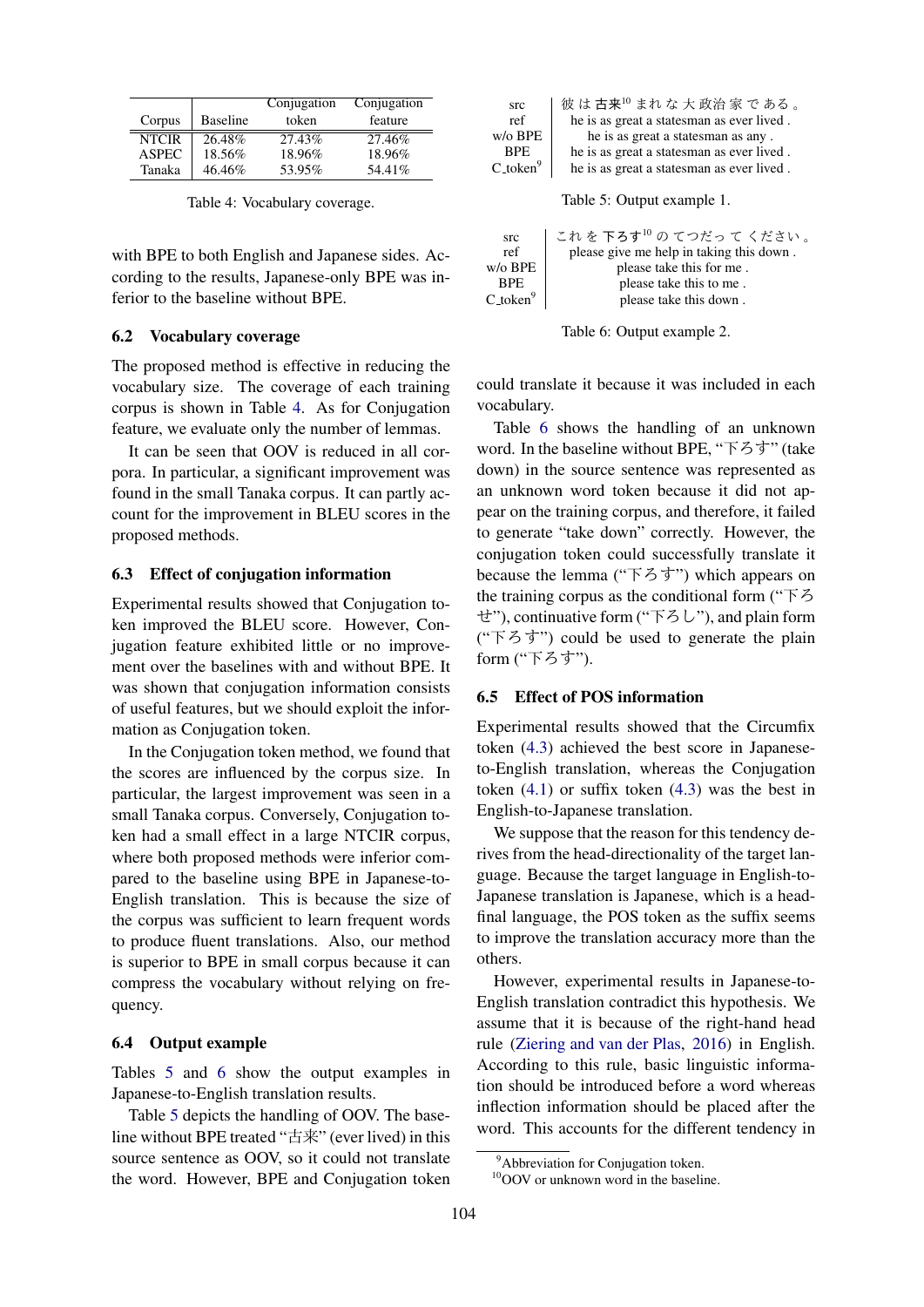| Corpus | Baseline | Conjugation token | Conjugation feature |
|---|---|---|---|
| NTCIR | 26.48% | 27.43% | 27.46% |
| ASPEC | 18.56% | 18.96% | 18.96% |
| Tanaka | 46.46% | 53.95% | 54.41% |

Table 4: Vocabulary coverage.

with BPE to both English and Japanese sides. According to the results, Japanese-only BPE was inferior to the baseline without BPE.

### 6.2 Vocabulary coverage

The proposed method is effective in reducing the vocabulary size. The coverage of each training corpus is shown in Table 4. As for Conjugation feature, we evaluate only the number of lemmas.

It can be seen that OOV is reduced in all corpora. In particular, a significant improvement was found in the small Tanaka corpus. It can partly account for the improvement in BLEU scores in the proposed methods.

### 6.3 Effect of conjugation information

Experimental results showed that Conjugation token improved the BLEU score. However, Conjugation feature exhibited little or no improvement over the baselines with and without BPE. It was shown that conjugation information consists of useful features, but we should exploit the information as Conjugation token.

In the Conjugation token method, we found that the scores are influenced by the corpus size. In particular, the largest improvement was seen in a small Tanaka corpus. Conversely, Conjugation token had a small effect in a large NTCIR corpus, where both proposed methods were inferior compared to the baseline using BPE in Japanese-to-English translation. This is because the size of the corpus was sufficient to learn frequent words to produce fluent translations. Also, our method is superior to BPE in small corpus because it can compress the vocabulary without relying on frequency.

### 6.4 Output example

Tables 5 and 6 show the output examples in Japanese-to-English translation results.

Table 5 depicts the handling of OOV. The baseline without BPE treated "古来" (ever lived) in this source sentence as OOV, so it could not translate the word. However, BPE and Conjugation token could translate it because it was included in each vocabulary.

| | |
|---|---|
| src | 彼 は **古来**[10] まれ な 大 政治 家 で ある 。 |
| ref | he is as great a statesman as ever lived . |
| w/o BPE | he is as great a statesman as any . |
| BPE | he is as great a statesman as ever lived . |
| C_token[9] | he is as great a statesman as ever lived . |

Table 5: Output example 1.

| | |
|---|---|
| src | これ を **下ろす**[10] の てつだっ て ください 。 |
| ref | please give me help in taking this down . |
| w/o BPE | please take this for me . |
| BPE | please take this to me . |
| C_token[9] | please take this down . |

Table 6: Output example 2.

Table 6 shows the handling of an unknown word. In the baseline without BPE, "下ろす" (take down) in the source sentence was represented as an unknown word token because it did not appear on the training corpus, and therefore, it failed to generate "take down" correctly. However, the conjugation token could successfully translate it because the lemma ("下ろす") which appears on the training corpus as the conditional form ("下ろせ"), continuative form ("下ろし"), and plain form ("下ろす") could be used to generate the plain form ("下ろす").

### 6.5 Effect of POS information

Experimental results showed that the Circumfix token (4.3) achieved the best score in Japanese-to-English translation, whereas the Conjugation token (4.1) or suffix token (4.3) was the best in English-to-Japanese translation.

We suppose that the reason for this tendency derives from the head-directionality of the target language. Because the target language in English-to-Japanese translation is Japanese, which is a head-final language, the POS token as the suffix seems to improve the translation accuracy more than the others.

However, experimental results in Japanese-to-English translation contradict this hypothesis. We assume that it is because of the right-hand head rule (Ziering and van der Plas, 2016) in English. According to this rule, basic linguistic information should be introduced before a word whereas inflection information should be placed after the word. This accounts for the different tendency in

[9] Abbreviation for Conjugation token.

[10] OOV or unknown word in the baseline.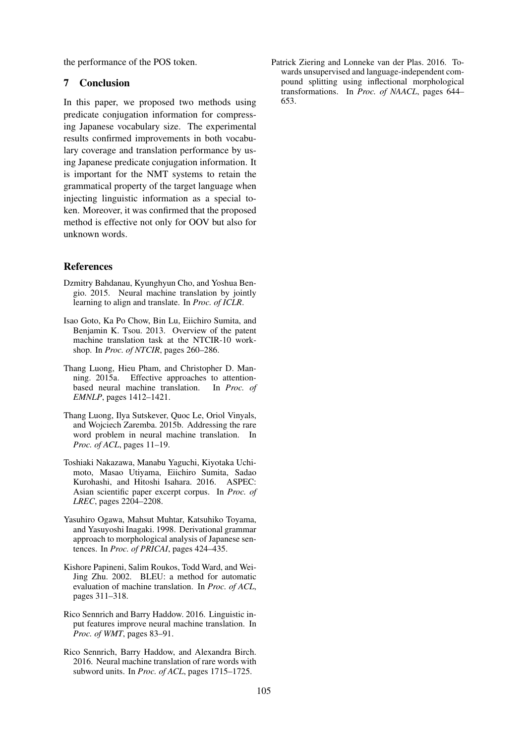the performance of the POS token.

## 7 Conclusion

In this paper, we proposed two methods using predicate conjugation information for compressing Japanese vocabulary size. The experimental results confirmed improvements in both vocabulary coverage and translation performance by using Japanese predicate conjugation information. It is important for the NMT systems to retain the grammatical property of the target language when injecting linguistic information as a special token. Moreover, it was confirmed that the proposed method is effective not only for OOV but also for unknown words.

## References

Dzmitry Bahdanau, Kyunghyun Cho, and Yoshua Bengio. 2015. Neural machine translation by jointly learning to align and translate. In *Proc. of ICLR*.

Isao Goto, Ka Po Chow, Bin Lu, Eiichiro Sumita, and Benjamin K. Tsou. 2013. Overview of the patent machine translation task at the NTCIR-10 workshop. In *Proc. of NTCIR*, pages 260–286.

Thang Luong, Hieu Pham, and Christopher D. Manning. 2015a. Effective approaches to attention-based neural machine translation. In *Proc. of EMNLP*, pages 1412–1421.

Thang Luong, Ilya Sutskever, Quoc Le, Oriol Vinyals, and Wojciech Zaremba. 2015b. Addressing the rare word problem in neural machine translation. In *Proc. of ACL*, pages 11–19.

Toshiaki Nakazawa, Manabu Yaguchi, Kiyotaka Uchimoto, Masao Utiyama, Eiichiro Sumita, Sadao Kurohashi, and Hitoshi Isahara. 2016. ASPEC: Asian scientific paper excerpt corpus. In *Proc. of LREC*, pages 2204–2208.

Yasuhiro Ogawa, Mahsut Muhtar, Katsuhiko Toyama, and Yasuyoshi Inagaki. 1998. Derivational grammar approach to morphological analysis of Japanese sentences. In *Proc. of PRICAI*, pages 424–435.

Kishore Papineni, Salim Roukos, Todd Ward, and Wei-Jing Zhu. 2002. BLEU: a method for automatic evaluation of machine translation. In *Proc. of ACL*, pages 311–318.

Rico Sennrich and Barry Haddow. 2016. Linguistic input features improve neural machine translation. In *Proc. of WMT*, pages 83–91.

Rico Sennrich, Barry Haddow, and Alexandra Birch. 2016. Neural machine translation of rare words with subword units. In *Proc. of ACL*, pages 1715–1725.

Patrick Ziering and Lonneke van der Plas. 2016. Towards unsupervised and language-independent compound splitting using inflectional morphological transformations. In *Proc. of NAACL*, pages 644–653.